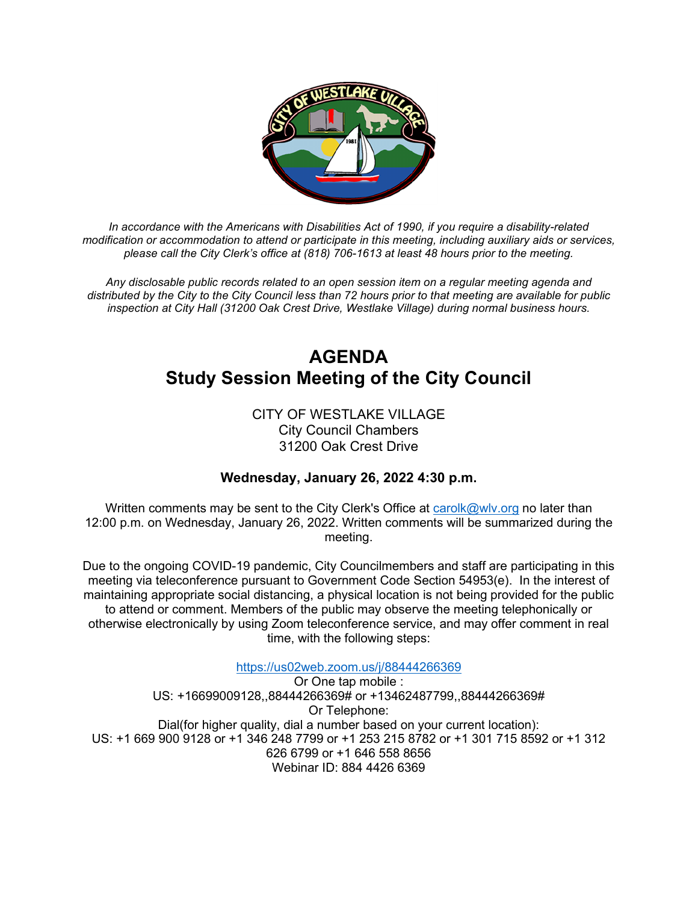*In accordance with the Americans with Disabilities Act of 1990, if you require a disability-related modification or accommodation to attend or participate in this meeting, including auxiliary aids or services, please call the City Clerk's office at (818) 706-1613 at least 48 hours prior to the meeting.*

*Any disclosable public records related to an open session item on a regular meeting agenda and distributed by the City to the City Council less than 72 hours prior to that meeting are available for public inspection at City Hall (31200 Oak Crest Drive, Westlake Village) during normal business hours.*

# AGENDA
## Study Session Meeting of the City Council

CITY OF WESTLAKE VILLAGE
City Council Chambers
31200 Oak Crest Drive

**Wednesday, January 26, 2022 4:30 p.m.**

Written comments may be sent to the City Clerk's Office at carolk@wlv.org no later than 12:00 p.m. on Wednesday, January 26, 2022. Written comments will be summarized during the meeting.

Due to the ongoing COVID-19 pandemic, City Councilmembers and staff are participating in this meeting via teleconference pursuant to Government Code Section 54953(e). In the interest of maintaining appropriate social distancing, a physical location is not being provided for the public to attend or comment. Members of the public may observe the meeting telephonically or otherwise electronically by using Zoom teleconference service, and may offer comment in real time, with the following steps:

https://us02web.zoom.us/j/88444266369
Or One tap mobile :
US: +16699009128,,88444266369# or +13462487799,,88444266369#
Or Telephone:
Dial(for higher quality, dial a number based on your current location):
US: +1 669 900 9128 or +1 346 248 7799 or +1 253 215 8782 or +1 301 715 8592 or +1 312 626 6799 or +1 646 558 8656
Webinar ID: 884 4426 6369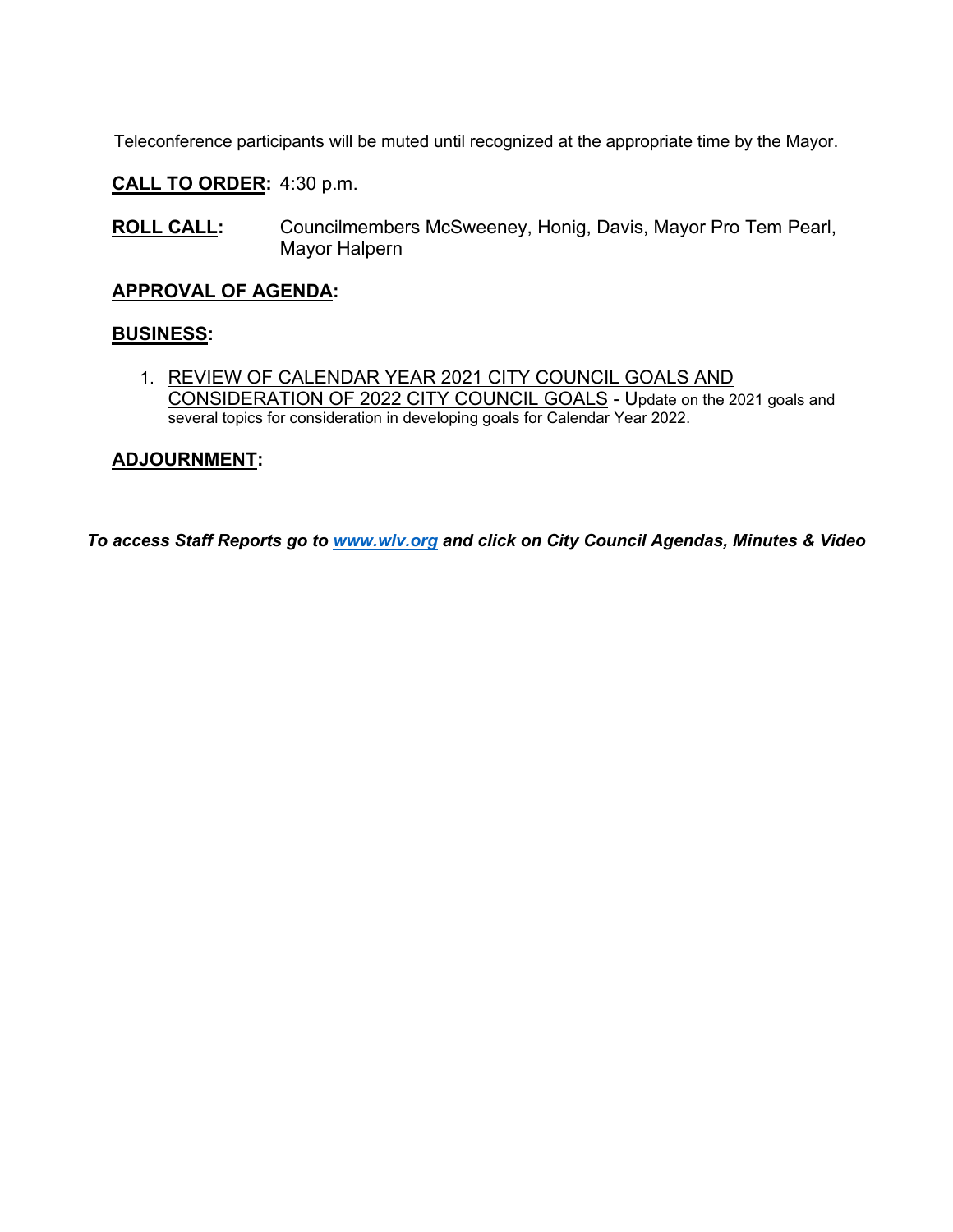Teleconference participants will be muted until recognized at the appropriate time by the Mayor.

**CALL TO ORDER:** 4:30 p.m.

**ROLL CALL:** Councilmembers McSweeney, Honig, Davis, Mayor Pro Tem Pearl, Mayor Halpern

**APPROVAL OF AGENDA:**

**BUSINESS:**

1. REVIEW OF CALENDAR YEAR 2021 CITY COUNCIL GOALS AND CONSIDERATION OF 2022 CITY COUNCIL GOALS - Update on the 2021 goals and several topics for consideration in developing goals for Calendar Year 2022.

**ADJOURNMENT:**

***To access Staff Reports go to [www.wlv.org](http://www.wlv.org) and click on City Council Agendas, Minutes & Video***